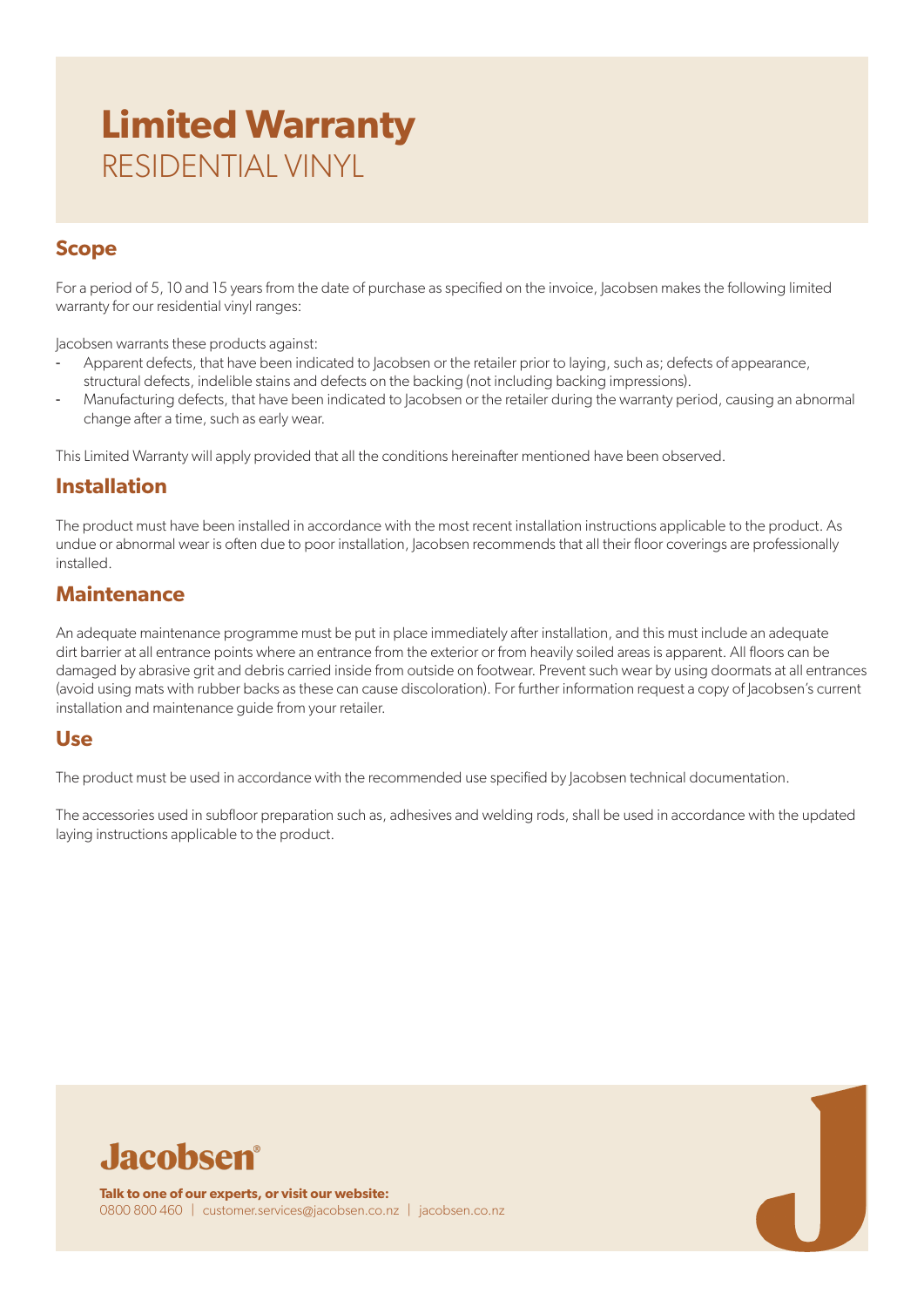# Limited Warranty
RESIDENTIAL VINYL

## Scope

For a period of 5, 10 and 15 years from the date of purchase as specified on the invoice, Jacobsen makes the following limited warranty for our residential vinyl ranges:

Jacobsen warrants these products against:

- Apparent defects, that have been indicated to Jacobsen or the retailer prior to laying, such as; defects of appearance, structural defects, indelible stains and defects on the backing (not including backing impressions).
- Manufacturing defects, that have been indicated to Jacobsen or the retailer during the warranty period, causing an abnormal change after a time, such as early wear.

This Limited Warranty will apply provided that all the conditions hereinafter mentioned have been observed.

## Installation

The product must have been installed in accordance with the most recent installation instructions applicable to the product. As undue or abnormal wear is often due to poor installation, Jacobsen recommends that all their floor coverings are professionally installed.

## Maintenance

An adequate maintenance programme must be put in place immediately after installation, and this must include an adequate dirt barrier at all entrance points where an entrance from the exterior or from heavily soiled areas is apparent. All floors can be damaged by abrasive grit and debris carried inside from outside on footwear. Prevent such wear by using doormats at all entrances (avoid using mats with rubber backs as these can cause discoloration). For further information request a copy of Jacobsen's current installation and maintenance guide from your retailer.

## Use

The product must be used in accordance with the recommended use specified by Jacobsen technical documentation.

The accessories used in subfloor preparation such as, adhesives and welding rods, shall be used in accordance with the updated laying instructions applicable to the product.

Jacobsen®

**Talk to one of our experts, or visit our website:**
0800 800 460 | customer.services@jacobsen.co.nz | jacobsen.co.nz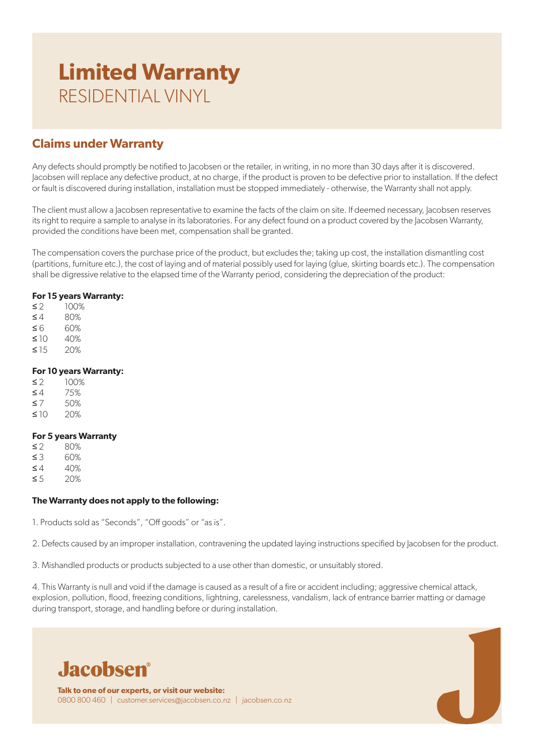# Limited Warranty

RESIDENTIAL VINYL

## Claims under Warranty

Any defects should promptly be notified to Jacobsen or the retailer, in writing, in no more than 30 days after it is discovered. Jacobsen will replace any defective product, at no charge, if the product is proven to be defective prior to installation. If the defect or fault is discovered during installation, installation must be stopped immediately - otherwise, the Warranty shall not apply.

The client must allow a Jacobsen representative to examine the facts of the claim on site. If deemed necessary, Jacobsen reserves its right to require a sample to analyse in its laboratories. For any defect found on a product covered by the Jacobsen Warranty, provided the conditions have been met, compensation shall be granted.

The compensation covers the purchase price of the product, but excludes the; taking up cost, the installation dismantling cost (partitions, furniture etc.), the cost of laying and of material possibly used for laying (glue, skirting boards etc.). The compensation shall be digressive relative to the elapsed time of the Warranty period, considering the depreciation of the product:

**For 15 years Warranty:**

| | |
|---|---|
| ≤ 2 | 100% |
| ≤ 4 | 80% |
| ≤ 6 | 60% |
| ≤ 10 | 40% |
| ≤ 15 | 20% |

**For 10 years Warranty:**

| | |
|---|---|
| ≤ 2 | 100% |
| ≤ 4 | 75% |
| ≤ 7 | 50% |
| ≤ 10 | 20% |

**For 5 years Warranty**

| | |
|---|---|
| ≤ 2 | 80% |
| ≤ 3 | 60% |
| ≤ 4 | 40% |
| ≤ 5 | 20% |

**The Warranty does not apply to the following:**

1. Products sold as "Seconds", "Off goods" or "as is".

2. Defects caused by an improper installation, contravening the updated laying instructions specified by Jacobsen for the product.

3. Mishandled products or products subjected to a use other than domestic, or unsuitably stored.

4. This Warranty is null and void if the damage is caused as a result of a fire or accident including; aggressive chemical attack, explosion, pollution, flood, freezing conditions, lightning, carelessness, vandalism, lack of entrance barrier matting or damage during transport, storage, and handling before or during installation.

Jacobsen®

**Talk to one of our experts, or visit our website:**
0800 800 460 | customer.services@jacobsen.co.nz | jacobsen.co.nz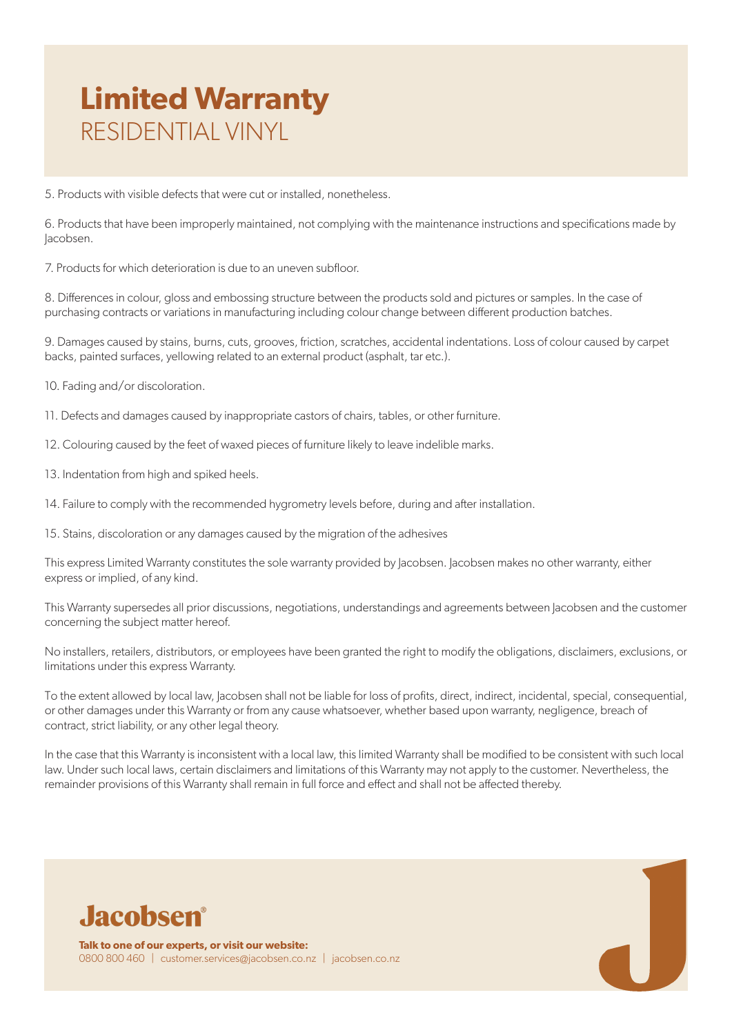# Limited Warranty
## RESIDENTIAL VINYL

5. Products with visible defects that were cut or installed, nonetheless.

6. Products that have been improperly maintained, not complying with the maintenance instructions and specifications made by Jacobsen.

7. Products for which deterioration is due to an uneven subfloor.

8. Differences in colour, gloss and embossing structure between the products sold and pictures or samples. In the case of purchasing contracts or variations in manufacturing including colour change between different production batches.

9. Damages caused by stains, burns, cuts, grooves, friction, scratches, accidental indentations. Loss of colour caused by carpet backs, painted surfaces, yellowing related to an external product (asphalt, tar etc.).

10. Fading and/or discoloration.

11. Defects and damages caused by inappropriate castors of chairs, tables, or other furniture.

12. Colouring caused by the feet of waxed pieces of furniture likely to leave indelible marks.

13. Indentation from high and spiked heels.

14. Failure to comply with the recommended hygrometry levels before, during and after installation.

15. Stains, discoloration or any damages caused by the migration of the adhesives

This express Limited Warranty constitutes the sole warranty provided by Jacobsen. Jacobsen makes no other warranty, either express or implied, of any kind.

This Warranty supersedes all prior discussions, negotiations, understandings and agreements between Jacobsen and the customer concerning the subject matter hereof.

No installers, retailers, distributors, or employees have been granted the right to modify the obligations, disclaimers, exclusions, or limitations under this express Warranty.

To the extent allowed by local law, Jacobsen shall not be liable for loss of profits, direct, indirect, incidental, special, consequential, or other damages under this Warranty or from any cause whatsoever, whether based upon warranty, negligence, breach of contract, strict liability, or any other legal theory.

In the case that this Warranty is inconsistent with a local law, this limited Warranty shall be modified to be consistent with such local law. Under such local laws, certain disclaimers and limitations of this Warranty may not apply to the customer. Nevertheless, the remainder provisions of this Warranty shall remain in full force and effect and shall not be affected thereby.

Jacobsen®

**Talk to one of our experts, or visit our website:**
0800 800 460 | customer.services@jacobsen.co.nz | jacobsen.co.nz